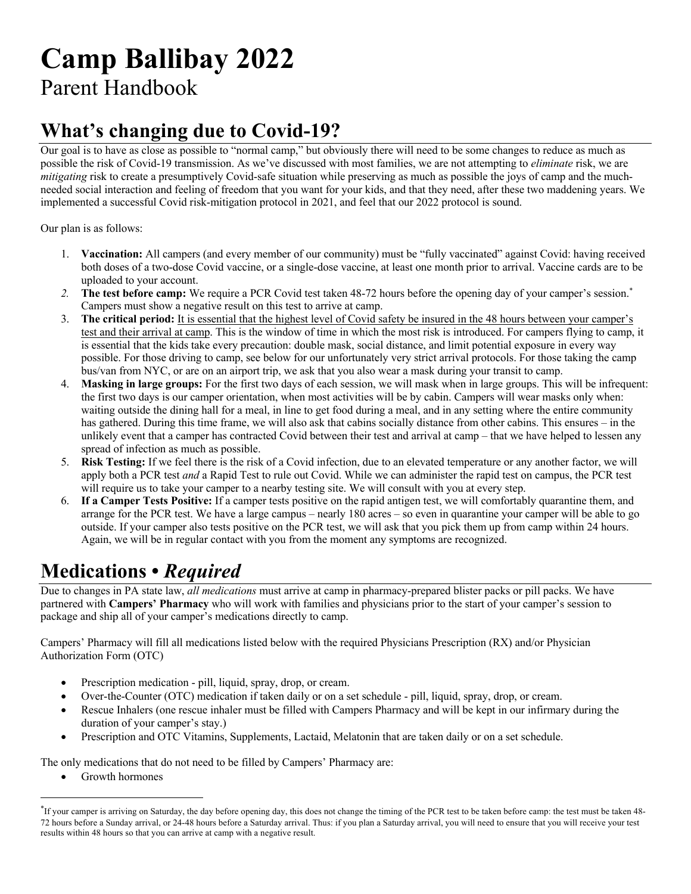# Camp Ballibay 2022

Parent Handbook

## What's changing due to Covid-19?

Our goal is to have as close as possible to "normal camp," but obviously there will need to be some changes to reduce as much as possible the risk of Covid-19 transmission. As we've discussed with most families, we are not attempting to *eliminate* risk, we are *mitigating* risk to create a presumptively Covid-safe situation while preserving as much as possible the joys of camp and the much-needed social interaction and feeling of freedom that you want for your kids, and that they need, after these two maddening years. We implemented a successful Covid risk-mitigation protocol in 2021, and feel that our 2022 protocol is sound.

Our plan is as follows:

1. **Vaccination:** All campers (and every member of our community) must be "fully vaccinated" against Covid: having received both doses of a two-dose Covid vaccine, or a single-dose vaccine, at least one month prior to arrival. Vaccine cards are to be uploaded to your account.
2. **The test before camp:** We require a PCR Covid test taken 48-72 hours before the opening day of your camper's session.[*] Campers must show a negative result on this test to arrive at camp.
3. **The critical period:** <u>It is essential that the highest level of Covid safety be insured in the 48 hours between your camper's test and their arrival at camp</u>. This is the window of time in which the most risk is introduced. For campers flying to camp, it is essential that the kids take every precaution: double mask, social distance, and limit potential exposure in every way possible. For those driving to camp, see below for our unfortunately very strict arrival protocols. For those taking the camp bus/van from NYC, or are on an airport trip, we ask that you also wear a mask during your transit to camp.
4. **Masking in large groups:** For the first two days of each session, we will mask when in large groups. This will be infrequent: the first two days is our camper orientation, when most activities will be by cabin. Campers will wear masks only when: waiting outside the dining hall for a meal, in line to get food during a meal, and in any setting where the entire community has gathered. During this time frame, we will also ask that cabins socially distance from other cabins. This ensures – in the unlikely event that a camper has contracted Covid between their test and arrival at camp – that we have helped to lessen any spread of infection as much as possible.
5. **Risk Testing:** If we feel there is the risk of a Covid infection, due to an elevated temperature or any another factor, we will apply both a PCR test *and* a Rapid Test to rule out Covid. While we can administer the rapid test on campus, the PCR test will require us to take your camper to a nearby testing site. We will consult with you at every step.
6. **If a Camper Tests Positive:** If a camper tests positive on the rapid antigen test, we will comfortably quarantine them, and arrange for the PCR test. We have a large campus – nearly 180 acres – so even in quarantine your camper will be able to go outside. If your camper also tests positive on the PCR test, we will ask that you pick them up from camp within 24 hours. Again, we will be in regular contact with you from the moment any symptoms are recognized.

## Medications • *Required*

Due to changes in PA state law, *all medications* must arrive at camp in pharmacy-prepared blister packs or pill packs. We have partnered with **Campers' Pharmacy** who will work with families and physicians prior to the start of your camper's session to package and ship all of your camper's medications directly to camp.

Campers' Pharmacy will fill all medications listed below with the required Physicians Prescription (RX) and/or Physician Authorization Form (OTC)

- Prescription medication - pill, liquid, spray, drop, or cream.
- Over-the-Counter (OTC) medication if taken daily or on a set schedule - pill, liquid, spray, drop, or cream.
- Rescue Inhalers (one rescue inhaler must be filled with Campers Pharmacy and will be kept in our infirmary during the duration of your camper's stay.)
- Prescription and OTC Vitamins, Supplements, Lactaid, Melatonin that are taken daily or on a set schedule.

The only medications that do not need to be filled by Campers' Pharmacy are:

- Growth hormones

[*] If your camper is arriving on Saturday, the day before opening day, this does not change the timing of the PCR test to be taken before camp: the test must be taken 48-72 hours before a Sunday arrival, or 24-48 hours before a Saturday arrival. Thus: if you plan a Saturday arrival, you will need to ensure that you will receive your test results within 48 hours so that you can arrive at camp with a negative result.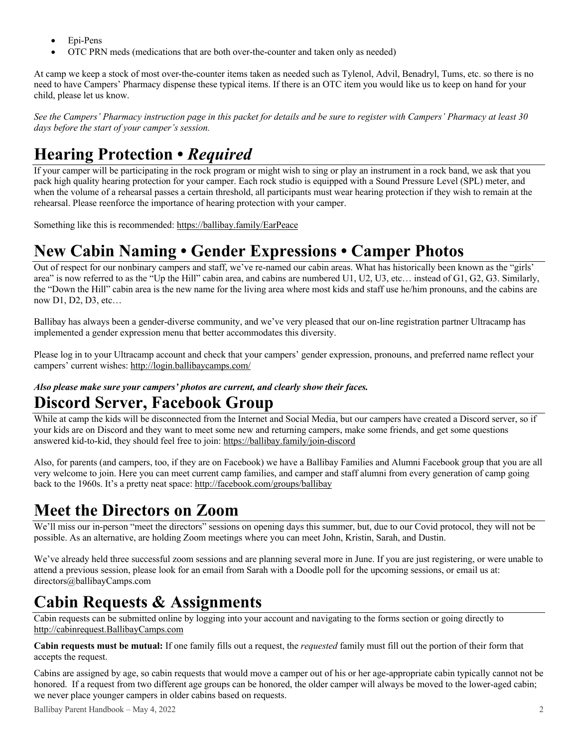- Epi-Pens
- OTC PRN meds (medications that are both over-the-counter and taken only as needed)

At camp we keep a stock of most over-the-counter items taken as needed such as Tylenol, Advil, Benadryl, Tums, etc. so there is no need to have Campers' Pharmacy dispense these typical items. If there is an OTC item you would like us to keep on hand for your child, please let us know.

*See the Campers' Pharmacy instruction page in this packet for details and be sure to register with Campers' Pharmacy at least 30 days before the start of your camper's session.*

# Hearing Protection • *Required*

If your camper will be participating in the rock program or might wish to sing or play an instrument in a rock band, we ask that you pack high quality hearing protection for your camper. Each rock studio is equipped with a Sound Pressure Level (SPL) meter, and when the volume of a rehearsal passes a certain threshold, all participants must wear hearing protection if they wish to remain at the rehearsal. Please reenforce the importance of hearing protection with your camper.

Something like this is recommended: https://ballibay.family/EarPeace

# New Cabin Naming • Gender Expressions • Camper Photos

Out of respect for our nonbinary campers and staff, we've re-named our cabin areas. What has historically been known as the "girls' area" is now referred to as the "Up the Hill" cabin area, and cabins are numbered U1, U2, U3, etc… instead of G1, G2, G3. Similarly, the "Down the Hill" cabin area is the new name for the living area where most kids and staff use he/him pronouns, and the cabins are now D1, D2, D3, etc…

Ballibay has always been a gender-diverse community, and we've very pleased that our on-line registration partner Ultracamp has implemented a gender expression menu that better accommodates this diversity.

Please log in to your Ultracamp account and check that your campers' gender expression, pronouns, and preferred name reflect your campers' current wishes: http://login.ballibaycamps.com/

***Also please make sure your campers' photos are current, and clearly show their faces.***

# Discord Server, Facebook Group

While at camp the kids will be disconnected from the Internet and Social Media, but our campers have created a Discord server, so if your kids are on Discord and they want to meet some new and returning campers, make some friends, and get some questions answered kid-to-kid, they should feel free to join: https://ballibay.family/join-discord

Also, for parents (and campers, too, if they are on Facebook) we have a Ballibay Families and Alumni Facebook group that you are all very welcome to join. Here you can meet current camp families, and camper and staff alumni from every generation of camp going back to the 1960s. It's a pretty neat space: http://facebook.com/groups/ballibay

# Meet the Directors on Zoom

We'll miss our in-person "meet the directors" sessions on opening days this summer, but, due to our Covid protocol, they will not be possible. As an alternative, are holding Zoom meetings where you can meet John, Kristin, Sarah, and Dustin.

We've already held three successful zoom sessions and are planning several more in June. If you are just registering, or were unable to attend a previous session, please look for an email from Sarah with a Doodle poll for the upcoming sessions, or email us at: directors@ballibayCamps.com

# Cabin Requests & Assignments

Cabin requests can be submitted online by logging into your account and navigating to the forms section or going directly to http://cabinrequest.BallibayCamps.com

**Cabin requests must be mutual:** If one family fills out a request, the *requested* family must fill out the portion of their form that accepts the request.

Cabins are assigned by age, so cabin requests that would move a camper out of his or her age-appropriate cabin typically cannot not be honored. If a request from two different age groups can be honored, the older camper will always be moved to the lower-aged cabin; we never place younger campers in older cabins based on requests.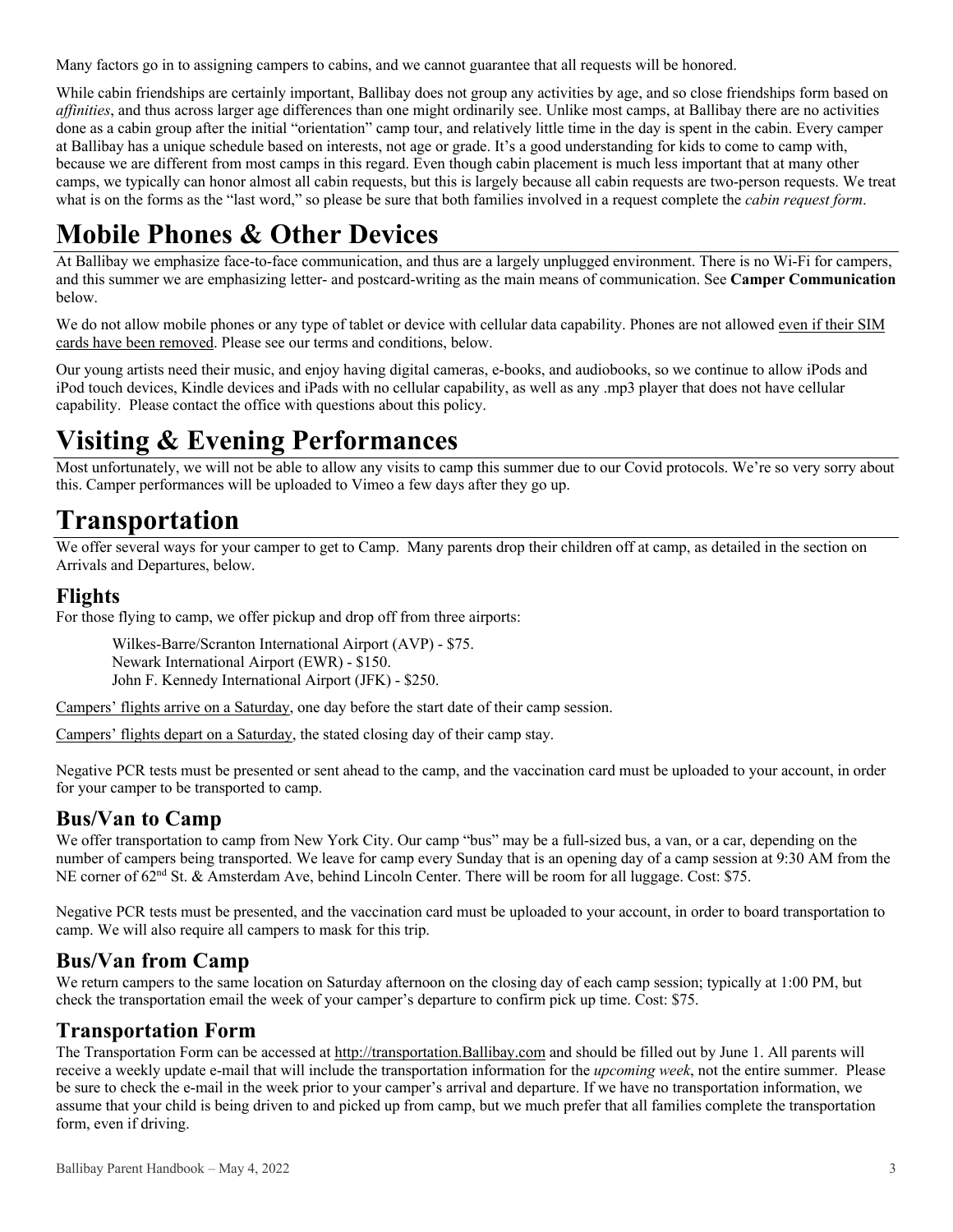Many factors go in to assigning campers to cabins, and we cannot guarantee that all requests will be honored.

While cabin friendships are certainly important, Ballibay does not group any activities by age, and so close friendships form based on *affinities*, and thus across larger age differences than one might ordinarily see. Unlike most camps, at Ballibay there are no activities done as a cabin group after the initial "orientation" camp tour, and relatively little time in the day is spent in the cabin. Every camper at Ballibay has a unique schedule based on interests, not age or grade. It's a good understanding for kids to come to camp with, because we are different from most camps in this regard. Even though cabin placement is much less important that at many other camps, we typically can honor almost all cabin requests, but this is largely because all cabin requests are two-person requests. We treat what is on the forms as the "last word," so please be sure that both families involved in a request complete the *cabin request form*.

# Mobile Phones & Other Devices

At Ballibay we emphasize face-to-face communication, and thus are a largely unplugged environment. There is no Wi-Fi for campers, and this summer we are emphasizing letter- and postcard-writing as the main means of communication. See **Camper Communication** below.

We do not allow mobile phones or any type of tablet or device with cellular data capability. Phones are not allowed <u>even if their SIM cards have been removed</u>. Please see our terms and conditions, below.

Our young artists need their music, and enjoy having digital cameras, e-books, and audiobooks, so we continue to allow iPods and iPod touch devices, Kindle devices and iPads with no cellular capability, as well as any .mp3 player that does not have cellular capability. Please contact the office with questions about this policy.

# Visiting & Evening Performances

Most unfortunately, we will not be able to allow any visits to camp this summer due to our Covid protocols. We're so very sorry about this. Camper performances will be uploaded to Vimeo a few days after they go up.

# Transportation

We offer several ways for your camper to get to Camp. Many parents drop their children off at camp, as detailed in the section on Arrivals and Departures, below.

## Flights

For those flying to camp, we offer pickup and drop off from three airports:

Wilkes-Barre/Scranton International Airport (AVP) - $75.
Newark International Airport (EWR) - $150.
John F. Kennedy International Airport (JFK) - $250.

<u>Campers' flights arrive on a Saturday</u>, one day before the start date of their camp session.

<u>Campers' flights depart on a Saturday</u>, the stated closing day of their camp stay.

Negative PCR tests must be presented or sent ahead to the camp, and the vaccination card must be uploaded to your account, in order for your camper to be transported to camp.

## Bus/Van to Camp

We offer transportation to camp from New York City. Our camp "bus" may be a full-sized bus, a van, or a car, depending on the number of campers being transported. We leave for camp every Sunday that is an opening day of a camp session at 9:30 AM from the NE corner of 62nd St. & Amsterdam Ave, behind Lincoln Center. There will be room for all luggage. Cost: $75.

Negative PCR tests must be presented, and the vaccination card must be uploaded to your account, in order to board transportation to camp. We will also require all campers to mask for this trip.

## Bus/Van from Camp

We return campers to the same location on Saturday afternoon on the closing day of each camp session; typically at 1:00 PM, but check the transportation email the week of your camper's departure to confirm pick up time. Cost: $75.

## Transportation Form

The Transportation Form can be accessed at <u>http://transportation.Ballibay.com</u> and should be filled out by June 1. All parents will receive a weekly update e-mail that will include the transportation information for the *upcoming week*, not the entire summer. Please be sure to check the e-mail in the week prior to your camper's arrival and departure. If we have no transportation information, we assume that your child is being driven to and picked up from camp, but we much prefer that all families complete the transportation form, even if driving.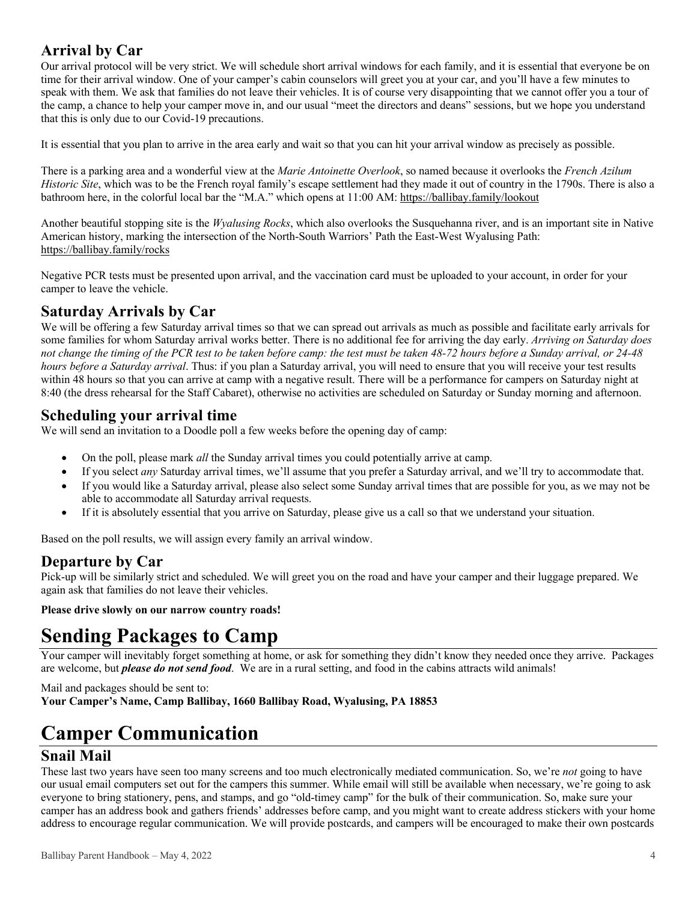### Arrival by Car

Our arrival protocol will be very strict. We will schedule short arrival windows for each family, and it is essential that everyone be on time for their arrival window. One of your camper's cabin counselors will greet you at your car, and you'll have a few minutes to speak with them. We ask that families do not leave their vehicles. It is of course very disappointing that we cannot offer you a tour of the camp, a chance to help your camper move in, and our usual "meet the directors and deans" sessions, but we hope you understand that this is only due to our Covid-19 precautions.

It is essential that you plan to arrive in the area early and wait so that you can hit your arrival window as precisely as possible.

There is a parking area and a wonderful view at the *Marie Antoinette Overlook*, so named because it overlooks the *French Azilum Historic Site*, which was to be the French royal family's escape settlement had they made it out of country in the 1790s. There is also a bathroom here, in the colorful local bar the "M.A." which opens at 11:00 AM: https://ballibay.family/lookout

Another beautiful stopping site is the *Wyalusing Rocks*, which also overlooks the Susquehanna river, and is an important site in Native American history, marking the intersection of the North-South Warriors' Path the East-West Wyalusing Path: https://ballibay.family/rocks

Negative PCR tests must be presented upon arrival, and the vaccination card must be uploaded to your account, in order for your camper to leave the vehicle.

### Saturday Arrivals by Car

We will be offering a few Saturday arrival times so that we can spread out arrivals as much as possible and facilitate early arrivals for some families for whom Saturday arrival works better. There is no additional fee for arriving the day early. *Arriving on Saturday does not change the timing of the PCR test to be taken before camp: the test must be taken 48-72 hours before a Sunday arrival, or 24-48 hours before a Saturday arrival*. Thus: if you plan a Saturday arrival, you will need to ensure that you will receive your test results within 48 hours so that you can arrive at camp with a negative result. There will be a performance for campers on Saturday night at 8:40 (the dress rehearsal for the Staff Cabaret), otherwise no activities are scheduled on Saturday or Sunday morning and afternoon.

### Scheduling your arrival time

We will send an invitation to a Doodle poll a few weeks before the opening day of camp:

- On the poll, please mark *all* the Sunday arrival times you could potentially arrive at camp.
- If you select *any* Saturday arrival times, we'll assume that you prefer a Saturday arrival, and we'll try to accommodate that.
- If you would like a Saturday arrival, please also select some Sunday arrival times that are possible for you, as we may not be able to accommodate all Saturday arrival requests.
- If it is absolutely essential that you arrive on Saturday, please give us a call so that we understand your situation.

Based on the poll results, we will assign every family an arrival window.

### Departure by Car

Pick-up will be similarly strict and scheduled. We will greet you on the road and have your camper and their luggage prepared. We again ask that families do not leave their vehicles.

**Please drive slowly on our narrow country roads!**

## Sending Packages to Camp

Your camper will inevitably forget something at home, or ask for something they didn't know they needed once they arrive. Packages are welcome, but ***please do not send food***. We are in a rural setting, and food in the cabins attracts wild animals!

Mail and packages should be sent to:
**Your Camper's Name, Camp Ballibay, 1660 Ballibay Road, Wyalusing, PA 18853**

## Camper Communication

### Snail Mail

These last two years have seen too many screens and too much electronically mediated communication. So, we're *not* going to have our usual email computers set out for the campers this summer. While email will still be available when necessary, we're going to ask everyone to bring stationery, pens, and stamps, and go "old-timey camp" for the bulk of their communication. So, make sure your camper has an address book and gathers friends' addresses before camp, and you might want to create address stickers with your home address to encourage regular communication. We will provide postcards, and campers will be encouraged to make their own postcards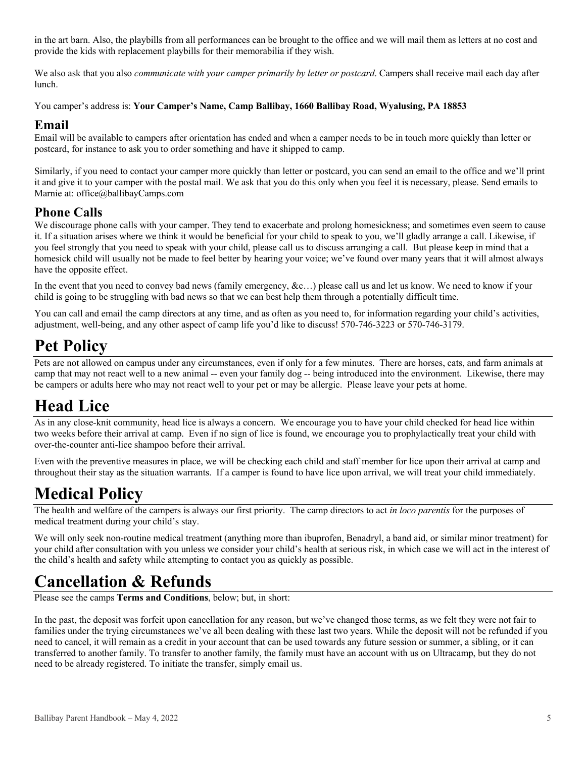in the art barn. Also, the playbills from all performances can be brought to the office and we will mail them as letters at no cost and provide the kids with replacement playbills for their memorabilia if they wish.

We also ask that you also *communicate with your camper primarily by letter or postcard*. Campers shall receive mail each day after lunch.

You camper's address is: **Your Camper's Name, Camp Ballibay, 1660 Ballibay Road, Wyalusing, PA 18853**

## Email

Email will be available to campers after orientation has ended and when a camper needs to be in touch more quickly than letter or postcard, for instance to ask you to order something and have it shipped to camp.

Similarly, if you need to contact your camper more quickly than letter or postcard, you can send an email to the office and we'll print it and give it to your camper with the postal mail. We ask that you do this only when you feel it is necessary, please. Send emails to Marnie at: office@ballibayCamps.com

## Phone Calls

We discourage phone calls with your camper. They tend to exacerbate and prolong homesickness; and sometimes even seem to cause it. If a situation arises where we think it would be beneficial for your child to speak to you, we'll gladly arrange a call. Likewise, if you feel strongly that you need to speak with your child, please call us to discuss arranging a call. But please keep in mind that a homesick child will usually not be made to feel better by hearing your voice; we've found over many years that it will almost always have the opposite effect.

In the event that you need to convey bad news (family emergency, &c…) please call us and let us know. We need to know if your child is going to be struggling with bad news so that we can best help them through a potentially difficult time.

You can call and email the camp directors at any time, and as often as you need to, for information regarding your child's activities, adjustment, well-being, and any other aspect of camp life you'd like to discuss! 570-746-3223 or 570-746-3179.

# Pet Policy

Pets are not allowed on campus under any circumstances, even if only for a few minutes. There are horses, cats, and farm animals at camp that may not react well to a new animal -- even your family dog -- being introduced into the environment. Likewise, there may be campers or adults here who may not react well to your pet or may be allergic. Please leave your pets at home.

# Head Lice

As in any close-knit community, head lice is always a concern. We encourage you to have your child checked for head lice within two weeks before their arrival at camp. Even if no sign of lice is found, we encourage you to prophylactically treat your child with over-the-counter anti-lice shampoo before their arrival.

Even with the preventive measures in place, we will be checking each child and staff member for lice upon their arrival at camp and throughout their stay as the situation warrants. If a camper is found to have lice upon arrival, we will treat your child immediately.

# Medical Policy

The health and welfare of the campers is always our first priority. The camp directors to act *in loco parentis* for the purposes of medical treatment during your child's stay.

We will only seek non-routine medical treatment (anything more than ibuprofen, Benadryl, a band aid, or similar minor treatment) for your child after consultation with you unless we consider your child's health at serious risk, in which case we will act in the interest of the child's health and safety while attempting to contact you as quickly as possible.

# Cancellation & Refunds

Please see the camps **Terms and Conditions**, below; but, in short:

In the past, the deposit was forfeit upon cancellation for any reason, but we've changed those terms, as we felt they were not fair to families under the trying circumstances we've all been dealing with these last two years. While the deposit will not be refunded if you need to cancel, it will remain as a credit in your account that can be used towards any future session or summer, a sibling, or it can transferred to another family. To transfer to another family, the family must have an account with us on Ultracamp, but they do not need to be already registered. To initiate the transfer, simply email us.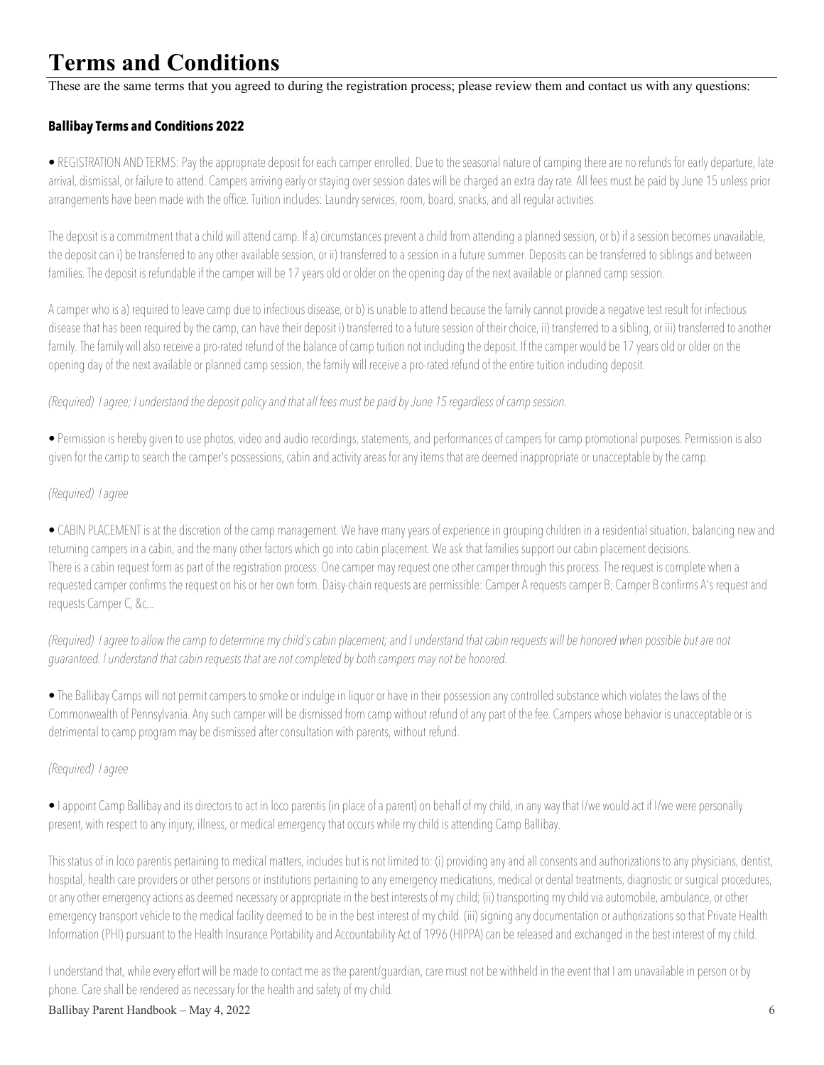# Terms and Conditions

These are the same terms that you agreed to during the registration process; please review them and contact us with any questions:

### Ballibay Terms and Conditions 2022

• REGISTRATION AND TERMS: Pay the appropriate deposit for each camper enrolled. Due to the seasonal nature of camping there are no refunds for early departure, late arrival, dismissal, or failure to attend. Campers arriving early or staying over session dates will be charged an extra day rate. All fees must be paid by June 15 unless prior arrangements have been made with the office. Tuition includes: Laundry services, room, board, snacks, and all regular activities.

The deposit is a commitment that a child will attend camp. If a) circumstances prevent a child from attending a planned session, or b) if a session becomes unavailable, the deposit can i) be transferred to any other available session, or ii) transferred to a session in a future summer. Deposits can be transferred to siblings and between families. The deposit is refundable if the camper will be 17 years old or older on the opening day of the next available or planned camp session.

A camper who is a) required to leave camp due to infectious disease, or b) is unable to attend because the family cannot provide a negative test result for infectious disease that has been required by the camp, can have their deposit i) transferred to a future session of their choice, ii) transferred to a sibling, or iii) transferred to another family. The family will also receive a pro-rated refund of the balance of camp tuition not including the deposit. If the camper would be 17 years old or older on the opening day of the next available or planned camp session, the family will receive a pro-rated refund of the entire tuition including deposit.

*(Required) I agree; I understand the deposit policy and that all fees must be paid by June 15 regardless of camp session.*

• Permission is hereby given to use photos, video and audio recordings, statements, and performances of campers for camp promotional purposes. Permission is also given for the camp to search the camper's possessions, cabin and activity areas for any items that are deemed inappropriate or unacceptable by the camp.

*(Required) I agree*

• CABIN PLACEMENT is at the discretion of the camp management. We have many years of experience in grouping children in a residential situation, balancing new and returning campers in a cabin, and the many other factors which go into cabin placement. We ask that families support our cabin placement decisions.
There is a cabin request form as part of the registration process. One camper may request one other camper through this process. The request is complete when a requested camper confirms the request on his or her own form. Daisy-chain requests are permissible: Camper A requests camper B; Camper B confirms A's request and requests Camper C, &c...

*(Required) I agree to allow the camp to determine my child's cabin placement; and I understand that cabin requests will be honored when possible but are not guaranteed. I understand that cabin requests that are not completed by both campers may not be honored.*

• The Ballibay Camps will not permit campers to smoke or indulge in liquor or have in their possession any controlled substance which violates the laws of the Commonwealth of Pennsylvania. Any such camper will be dismissed from camp without refund of any part of the fee. Campers whose behavior is unacceptable or is detrimental to camp program may be dismissed after consultation with parents, without refund.

*(Required) I agree*

• I appoint Camp Ballibay and its directors to act in loco parentis (in place of a parent) on behalf of my child, in any way that I/we would act if I/we were personally present, with respect to any injury, illness, or medical emergency that occurs while my child is attending Camp Ballibay.

This status of in loco parentis pertaining to medical matters, includes but is not limited to: (i) providing any and all consents and authorizations to any physicians, dentist, hospital, health care providers or other persons or institutions pertaining to any emergency medications, medical or dental treatments, diagnostic or surgical procedures, or any other emergency actions as deemed necessary or appropriate in the best interests of my child; (ii) transporting my child via automobile, ambulance, or other emergency transport vehicle to the medical facility deemed to be in the best interest of my child. (iii) signing any documentation or authorizations so that Private Health Information (PHI) pursuant to the Health Insurance Portability and Accountability Act of 1996 (HIPPA) can be released and exchanged in the best interest of my child.

I understand that, while every effort will be made to contact me as the parent/guardian, care must not be withheld in the event that I am unavailable in person or by phone. Care shall be rendered as necessary for the health and safety of my child.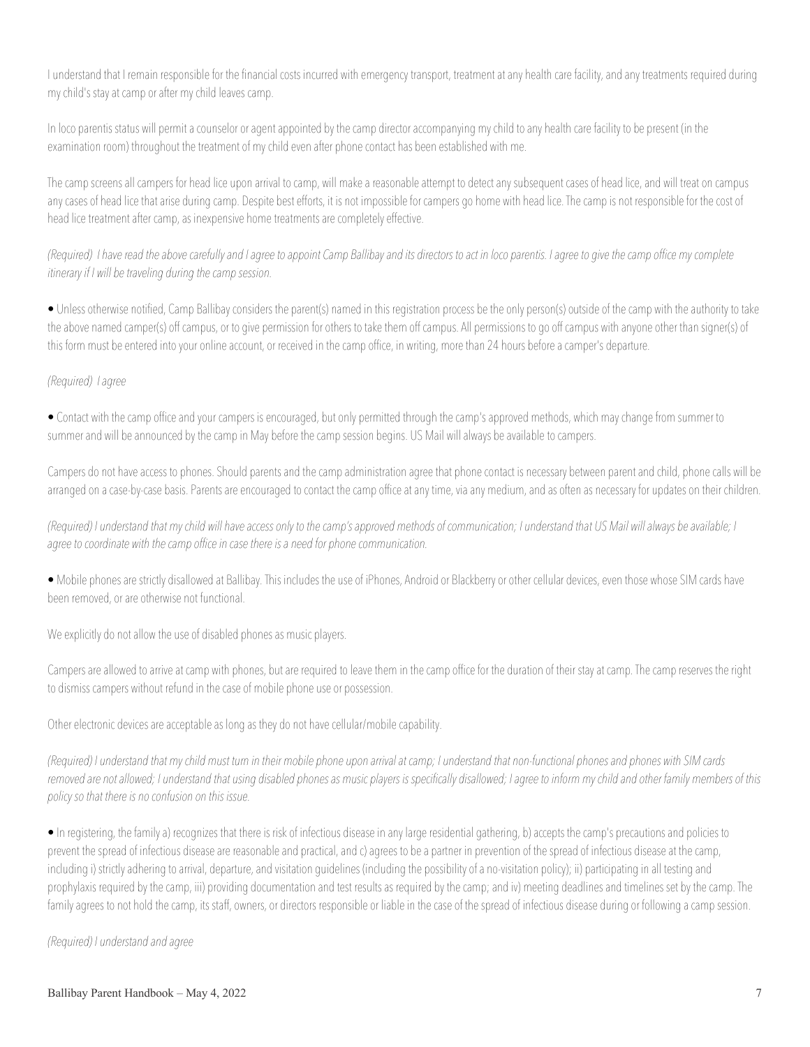I understand that I remain responsible for the financial costs incurred with emergency transport, treatment at any health care facility, and any treatments required during my child's stay at camp or after my child leaves camp.

In loco parentis status will permit a counselor or agent appointed by the camp director accompanying my child to any health care facility to be present (in the examination room) throughout the treatment of my child even after phone contact has been established with me.

The camp screens all campers for head lice upon arrival to camp, will make a reasonable attempt to detect any subsequent cases of head lice, and will treat on campus any cases of head lice that arise during camp. Despite best efforts, it is not impossible for campers go home with head lice. The camp is not responsible for the cost of head lice treatment after camp, as inexpensive home treatments are completely effective.

*(Required) I have read the above carefully and I agree to appoint Camp Ballibay and its directors to act in loco parentis. I agree to give the camp office my complete itinerary if I will be traveling during the camp session.*

• Unless otherwise notified, Camp Ballibay considers the parent(s) named in this registration process be the only person(s) outside of the camp with the authority to take the above named camper(s) off campus, or to give permission for others to take them off campus. All permissions to go off campus with anyone other than signer(s) of this form must be entered into your online account, or received in the camp office, in writing, more than 24 hours before a camper's departure.

*(Required) I agree*

• Contact with the camp office and your campers is encouraged, but only permitted through the camp's approved methods, which may change from summer to summer and will be announced by the camp in May before the camp session begins. US Mail will always be available to campers.

Campers do not have access to phones. Should parents and the camp administration agree that phone contact is necessary between parent and child, phone calls will be arranged on a case-by-case basis. Parents are encouraged to contact the camp office at any time, via any medium, and as often as necessary for updates on their children.

*(Required) I understand that my child will have access only to the camp's approved methods of communication; I understand that US Mail will always be available; I agree to coordinate with the camp office in case there is a need for phone communication.*

• Mobile phones are strictly disallowed at Ballibay. This includes the use of iPhones, Android or Blackberry or other cellular devices, even those whose SIM cards have been removed, or are otherwise not functional.

We explicitly do not allow the use of disabled phones as music players.

Campers are allowed to arrive at camp with phones, but are required to leave them in the camp office for the duration of their stay at camp. The camp reserves the right to dismiss campers without refund in the case of mobile phone use or possession.

Other electronic devices are acceptable as long as they do not have cellular/mobile capability.

*(Required) I understand that my child must turn in their mobile phone upon arrival at camp; I understand that non-functional phones and phones with SIM cards removed are not allowed; I understand that using disabled phones as music players is specifically disallowed; I agree to inform my child and other family members of this policy so that there is no confusion on this issue.*

• In registering, the family a) recognizes that there is risk of infectious disease in any large residential gathering, b) accepts the camp's precautions and policies to prevent the spread of infectious disease are reasonable and practical, and c) agrees to be a partner in prevention of the spread of infectious disease at the camp, including i) strictly adhering to arrival, departure, and visitation guidelines (including the possibility of a no-visitation policy); ii) participating in all testing and prophylaxis required by the camp, iii) providing documentation and test results as required by the camp; and iv) meeting deadlines and timelines set by the camp. The family agrees to not hold the camp, its staff, owners, or directors responsible or liable in the case of the spread of infectious disease during or following a camp session.

*(Required) I understand and agree*